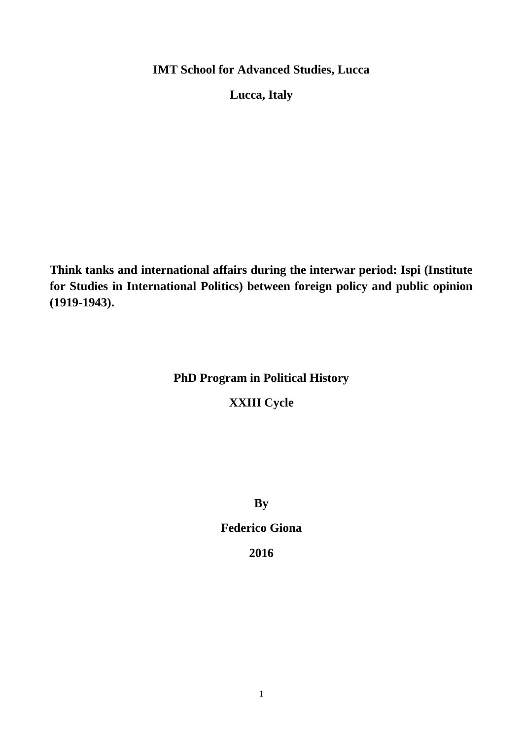**IMT School for Advanced Studies, Lucca**

**Lucca, Italy**

# Think tanks and international affairs during the interwar period: Ispi (Institute for Studies in International Politics) between foreign policy and public opinion (1919-1943).

**PhD Program in Political History**

**XXIII Cycle**

**By**

**Federico Giona**

**2016**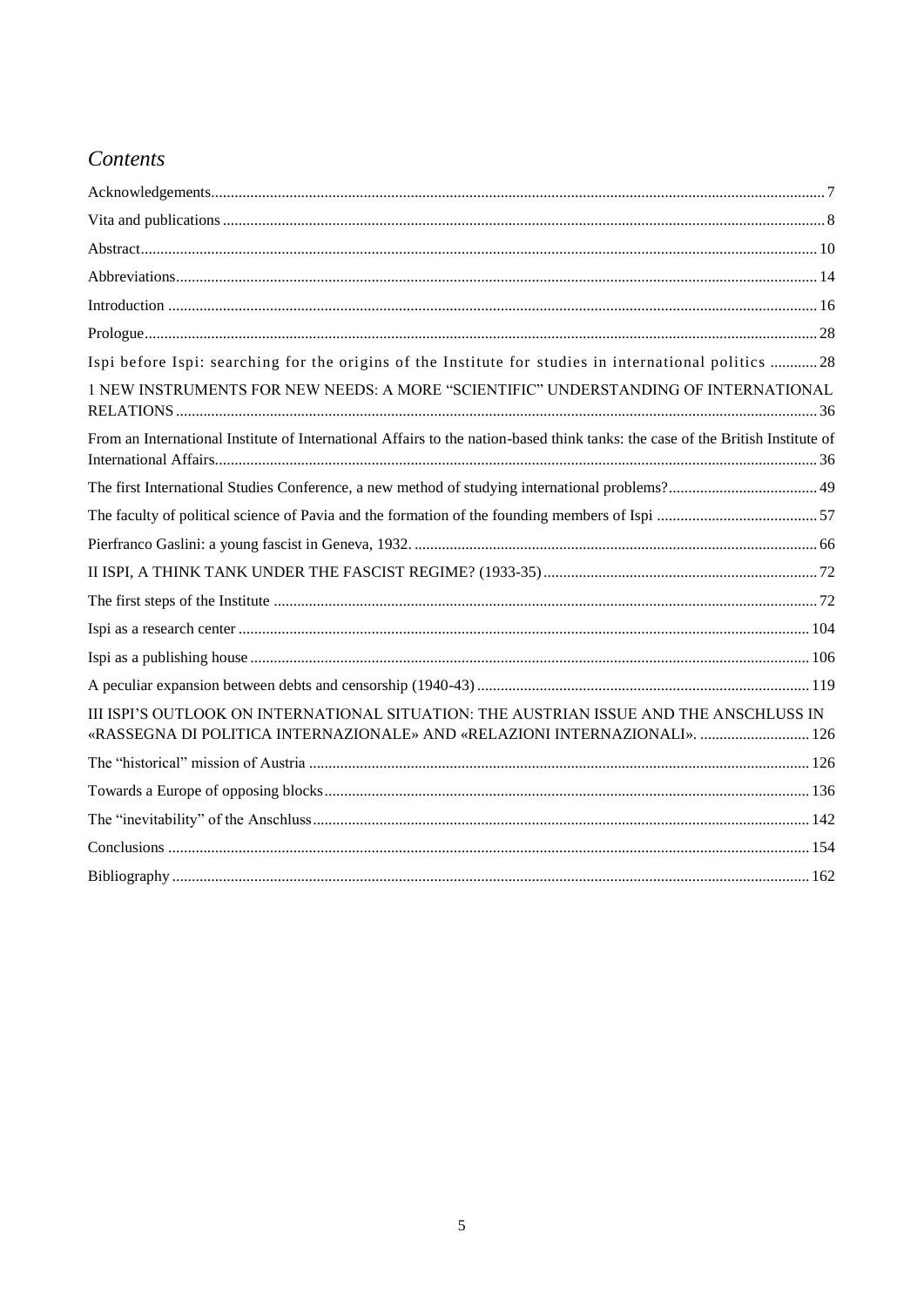# *Contents*

Acknowledgements ........ 7

Vita and publications ........ 8

Abstract ........ 10

Abbreviations ........ 14

Introduction ........ 16

Prologue ........ 28

Ispi before Ispi: searching for the origins of the Institute for studies in international politics ........ 28

1 NEW INSTRUMENTS FOR NEW NEEDS: A MORE "SCIENTIFIC" UNDERSTANDING OF INTERNATIONAL RELATIONS ........ 36

From an International Institute of International Affairs to the nation-based think tanks: the case of the British Institute of International Affairs ........ 36

The first International Studies Conference, a new method of studying international problems? ........ 49

The faculty of political science of Pavia and the formation of the founding members of Ispi ........ 57

Pierfranco Gaslini: a young fascist in Geneva, 1932. ........ 66

II ISPI, A THINK TANK UNDER THE FASCIST REGIME? (1933-35) ........ 72

The first steps of the Institute ........ 72

Ispi as a research center ........ 104

Ispi as a publishing house ........ 106

A peculiar expansion between debts and censorship (1940-43) ........ 119

III ISPI'S OUTLOOK ON INTERNATIONAL SITUATION: THE AUSTRIAN ISSUE AND THE ANSCHLUSS IN «RASSEGNA DI POLITICA INTERNAZIONALE» AND «RELAZIONI INTERNAZIONALI». ........ 126

The "historical" mission of Austria ........ 126

Towards a Europe of opposing blocks ........ 136

The "inevitability" of the Anschluss ........ 142

Conclusions ........ 154

Bibliography ........ 162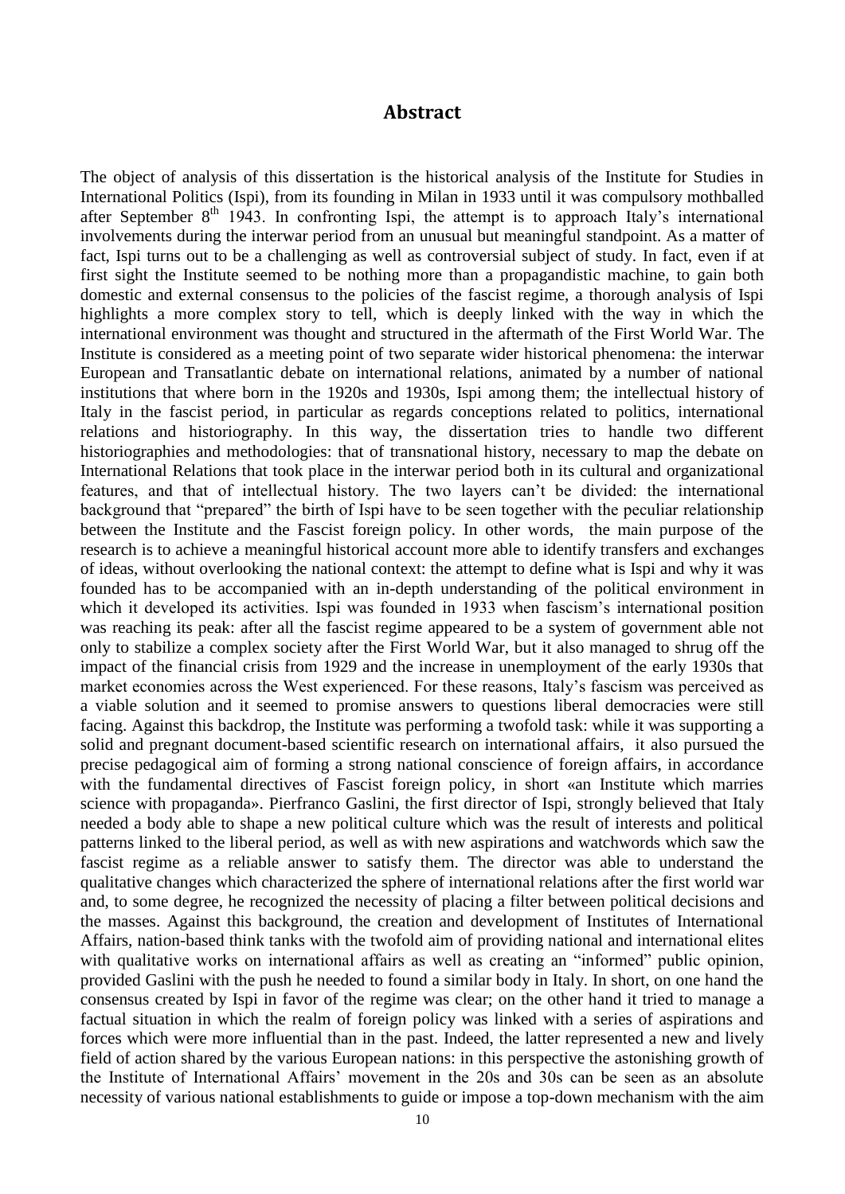# Abstract

The object of analysis of this dissertation is the historical analysis of the Institute for Studies in International Politics (Ispi), from its founding in Milan in 1933 until it was compulsory mothballed after September 8th 1943. In confronting Ispi, the attempt is to approach Italy's international involvements during the interwar period from an unusual but meaningful standpoint. As a matter of fact, Ispi turns out to be a challenging as well as controversial subject of study. In fact, even if at first sight the Institute seemed to be nothing more than a propagandistic machine, to gain both domestic and external consensus to the policies of the fascist regime, a thorough analysis of Ispi highlights a more complex story to tell, which is deeply linked with the way in which the international environment was thought and structured in the aftermath of the First World War. The Institute is considered as a meeting point of two separate wider historical phenomena: the interwar European and Transatlantic debate on international relations, animated by a number of national institutions that where born in the 1920s and 1930s, Ispi among them; the intellectual history of Italy in the fascist period, in particular as regards conceptions related to politics, international relations and historiography. In this way, the dissertation tries to handle two different historiographies and methodologies: that of transnational history, necessary to map the debate on International Relations that took place in the interwar period both in its cultural and organizational features, and that of intellectual history. The two layers can't be divided: the international background that "prepared" the birth of Ispi have to be seen together with the peculiar relationship between the Institute and the Fascist foreign policy. In other words, the main purpose of the research is to achieve a meaningful historical account more able to identify transfers and exchanges of ideas, without overlooking the national context: the attempt to define what is Ispi and why it was founded has to be accompanied with an in-depth understanding of the political environment in which it developed its activities. Ispi was founded in 1933 when fascism's international position was reaching its peak: after all the fascist regime appeared to be a system of government able not only to stabilize a complex society after the First World War, but it also managed to shrug off the impact of the financial crisis from 1929 and the increase in unemployment of the early 1930s that market economies across the West experienced. For these reasons, Italy's fascism was perceived as a viable solution and it seemed to promise answers to questions liberal democracies were still facing. Against this backdrop, the Institute was performing a twofold task: while it was supporting a solid and pregnant document-based scientific research on international affairs, it also pursued the precise pedagogical aim of forming a strong national conscience of foreign affairs, in accordance with the fundamental directives of Fascist foreign policy, in short «an Institute which marries science with propaganda». Pierfranco Gaslini, the first director of Ispi, strongly believed that Italy needed a body able to shape a new political culture which was the result of interests and political patterns linked to the liberal period, as well as with new aspirations and watchwords which saw the fascist regime as a reliable answer to satisfy them. The director was able to understand the qualitative changes which characterized the sphere of international relations after the first world war and, to some degree, he recognized the necessity of placing a filter between political decisions and the masses. Against this background, the creation and development of Institutes of International Affairs, nation-based think tanks with the twofold aim of providing national and international elites with qualitative works on international affairs as well as creating an "informed" public opinion, provided Gaslini with the push he needed to found a similar body in Italy. In short, on one hand the consensus created by Ispi in favor of the regime was clear; on the other hand it tried to manage a factual situation in which the realm of foreign policy was linked with a series of aspirations and forces which were more influential than in the past. Indeed, the latter represented a new and lively field of action shared by the various European nations: in this perspective the astonishing growth of the Institute of International Affairs' movement in the 20s and 30s can be seen as an absolute necessity of various national establishments to guide or impose a top-down mechanism with the aim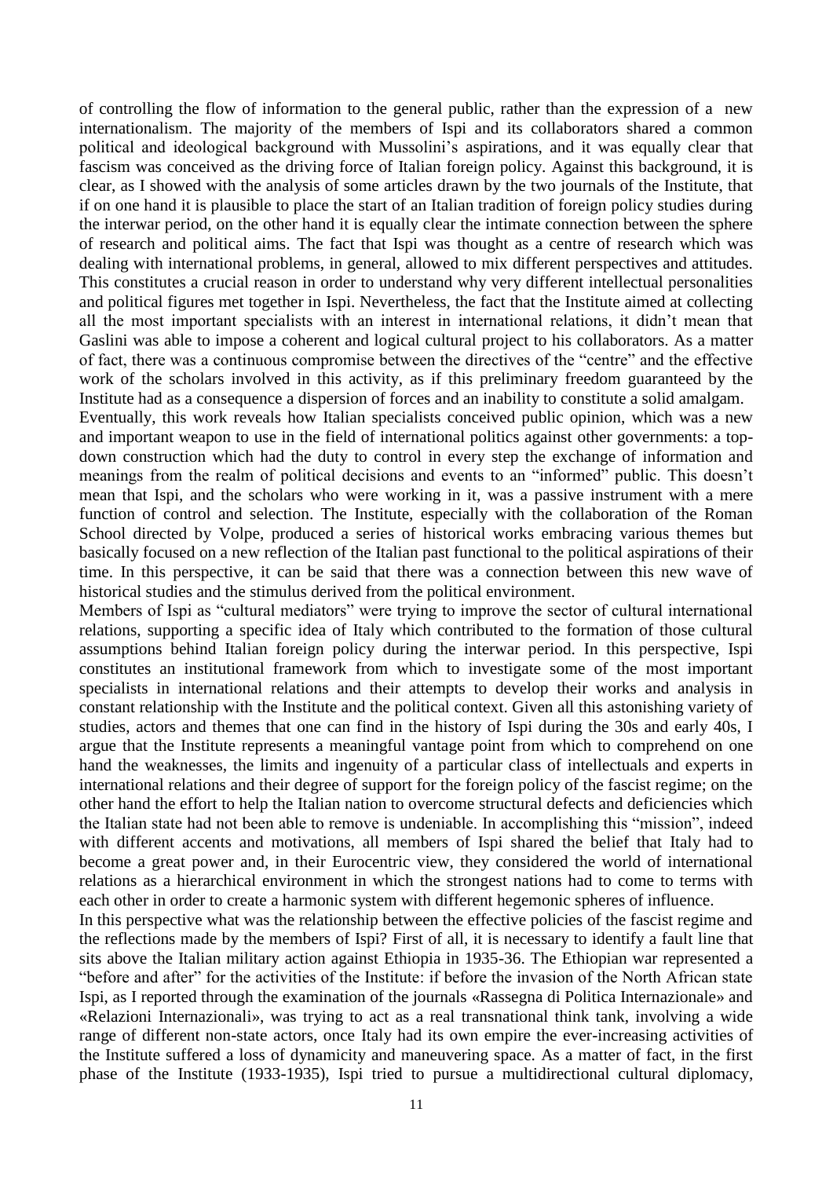of controlling the flow of information to the general public, rather than the expression of a new internationalism. The majority of the members of Ispi and its collaborators shared a common political and ideological background with Mussolini's aspirations, and it was equally clear that fascism was conceived as the driving force of Italian foreign policy. Against this background, it is clear, as I showed with the analysis of some articles drawn by the two journals of the Institute, that if on one hand it is plausible to place the start of an Italian tradition of foreign policy studies during the interwar period, on the other hand it is equally clear the intimate connection between the sphere of research and political aims. The fact that Ispi was thought as a centre of research which was dealing with international problems, in general, allowed to mix different perspectives and attitudes. This constitutes a crucial reason in order to understand why very different intellectual personalities and political figures met together in Ispi. Nevertheless, the fact that the Institute aimed at collecting all the most important specialists with an interest in international relations, it didn't mean that Gaslini was able to impose a coherent and logical cultural project to his collaborators. As a matter of fact, there was a continuous compromise between the directives of the "centre" and the effective work of the scholars involved in this activity, as if this preliminary freedom guaranteed by the Institute had as a consequence a dispersion of forces and an inability to constitute a solid amalgam.

Eventually, this work reveals how Italian specialists conceived public opinion, which was a new and important weapon to use in the field of international politics against other governments: a top-down construction which had the duty to control in every step the exchange of information and meanings from the realm of political decisions and events to an "informed" public. This doesn't mean that Ispi, and the scholars who were working in it, was a passive instrument with a mere function of control and selection. The Institute, especially with the collaboration of the Roman School directed by Volpe, produced a series of historical works embracing various themes but basically focused on a new reflection of the Italian past functional to the political aspirations of their time. In this perspective, it can be said that there was a connection between this new wave of historical studies and the stimulus derived from the political environment.

Members of Ispi as "cultural mediators" were trying to improve the sector of cultural international relations, supporting a specific idea of Italy which contributed to the formation of those cultural assumptions behind Italian foreign policy during the interwar period. In this perspective, Ispi constitutes an institutional framework from which to investigate some of the most important specialists in international relations and their attempts to develop their works and analysis in constant relationship with the Institute and the political context. Given all this astonishing variety of studies, actors and themes that one can find in the history of Ispi during the 30s and early 40s, I argue that the Institute represents a meaningful vantage point from which to comprehend on one hand the weaknesses, the limits and ingenuity of a particular class of intellectuals and experts in international relations and their degree of support for the foreign policy of the fascist regime; on the other hand the effort to help the Italian nation to overcome structural defects and deficiencies which the Italian state had not been able to remove is undeniable. In accomplishing this "mission", indeed with different accents and motivations, all members of Ispi shared the belief that Italy had to become a great power and, in their Eurocentric view, they considered the world of international relations as a hierarchical environment in which the strongest nations had to come to terms with each other in order to create a harmonic system with different hegemonic spheres of influence.

In this perspective what was the relationship between the effective policies of the fascist regime and the reflections made by the members of Ispi? First of all, it is necessary to identify a fault line that sits above the Italian military action against Ethiopia in 1935-36. The Ethiopian war represented a "before and after" for the activities of the Institute: if before the invasion of the North African state Ispi, as I reported through the examination of the journals «Rassegna di Politica Internazionale» and «Relazioni Internazionali», was trying to act as a real transnational think tank, involving a wide range of different non-state actors, once Italy had its own empire the ever-increasing activities of the Institute suffered a loss of dynamicity and maneuvering space. As a matter of fact, in the first phase of the Institute (1933-1935), Ispi tried to pursue a multidirectional cultural diplomacy,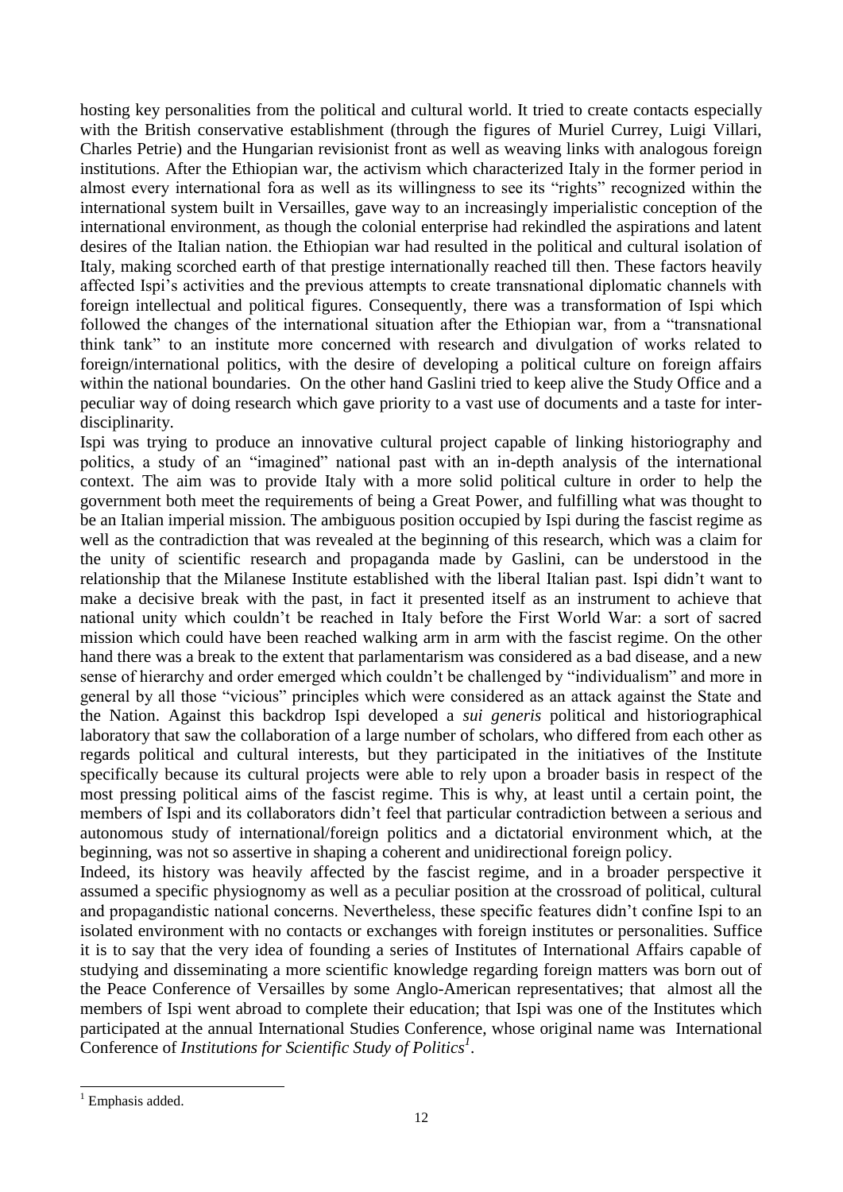hosting key personalities from the political and cultural world. It tried to create contacts especially with the British conservative establishment (through the figures of Muriel Currey, Luigi Villari, Charles Petrie) and the Hungarian revisionist front as well as weaving links with analogous foreign institutions. After the Ethiopian war, the activism which characterized Italy in the former period in almost every international fora as well as its willingness to see its "rights" recognized within the international system built in Versailles, gave way to an increasingly imperialistic conception of the international environment, as though the colonial enterprise had rekindled the aspirations and latent desires of the Italian nation. the Ethiopian war had resulted in the political and cultural isolation of Italy, making scorched earth of that prestige internationally reached till then. These factors heavily affected Ispi's activities and the previous attempts to create transnational diplomatic channels with foreign intellectual and political figures. Consequently, there was a transformation of Ispi which followed the changes of the international situation after the Ethiopian war, from a "transnational think tank" to an institute more concerned with research and divulgation of works related to foreign/international politics, with the desire of developing a political culture on foreign affairs within the national boundaries. On the other hand Gaslini tried to keep alive the Study Office and a peculiar way of doing research which gave priority to a vast use of documents and a taste for inter-disciplinarity.

Ispi was trying to produce an innovative cultural project capable of linking historiography and politics, a study of an "imagined" national past with an in-depth analysis of the international context. The aim was to provide Italy with a more solid political culture in order to help the government both meet the requirements of being a Great Power, and fulfilling what was thought to be an Italian imperial mission. The ambiguous position occupied by Ispi during the fascist regime as well as the contradiction that was revealed at the beginning of this research, which was a claim for the unity of scientific research and propaganda made by Gaslini, can be understood in the relationship that the Milanese Institute established with the liberal Italian past. Ispi didn't want to make a decisive break with the past, in fact it presented itself as an instrument to achieve that national unity which couldn't be reached in Italy before the First World War: a sort of sacred mission which could have been reached walking arm in arm with the fascist regime. On the other hand there was a break to the extent that parlamentarism was considered as a bad disease, and a new sense of hierarchy and order emerged which couldn't be challenged by "individualism" and more in general by all those "vicious" principles which were considered as an attack against the State and the Nation. Against this backdrop Ispi developed a *sui generis* political and historiographical laboratory that saw the collaboration of a large number of scholars, who differed from each other as regards political and cultural interests, but they participated in the initiatives of the Institute specifically because its cultural projects were able to rely upon a broader basis in respect of the most pressing political aims of the fascist regime. This is why, at least until a certain point, the members of Ispi and its collaborators didn't feel that particular contradiction between a serious and autonomous study of international/foreign politics and a dictatorial environment which, at the beginning, was not so assertive in shaping a coherent and unidirectional foreign policy.

Indeed, its history was heavily affected by the fascist regime, and in a broader perspective it assumed a specific physiognomy as well as a peculiar position at the crossroad of political, cultural and propagandistic national concerns. Nevertheless, these specific features didn't confine Ispi to an isolated environment with no contacts or exchanges with foreign institutes or personalities. Suffice it is to say that the very idea of founding a series of Institutes of International Affairs capable of studying and disseminating a more scientific knowledge regarding foreign matters was born out of the Peace Conference of Versailles by some Anglo-American representatives; that almost all the members of Ispi went abroad to complete their education; that Ispi was one of the Institutes which participated at the annual International Studies Conference, whose original name was International Conference of *Institutions for Scientific Study of Politics*[1].

[1] Emphasis added.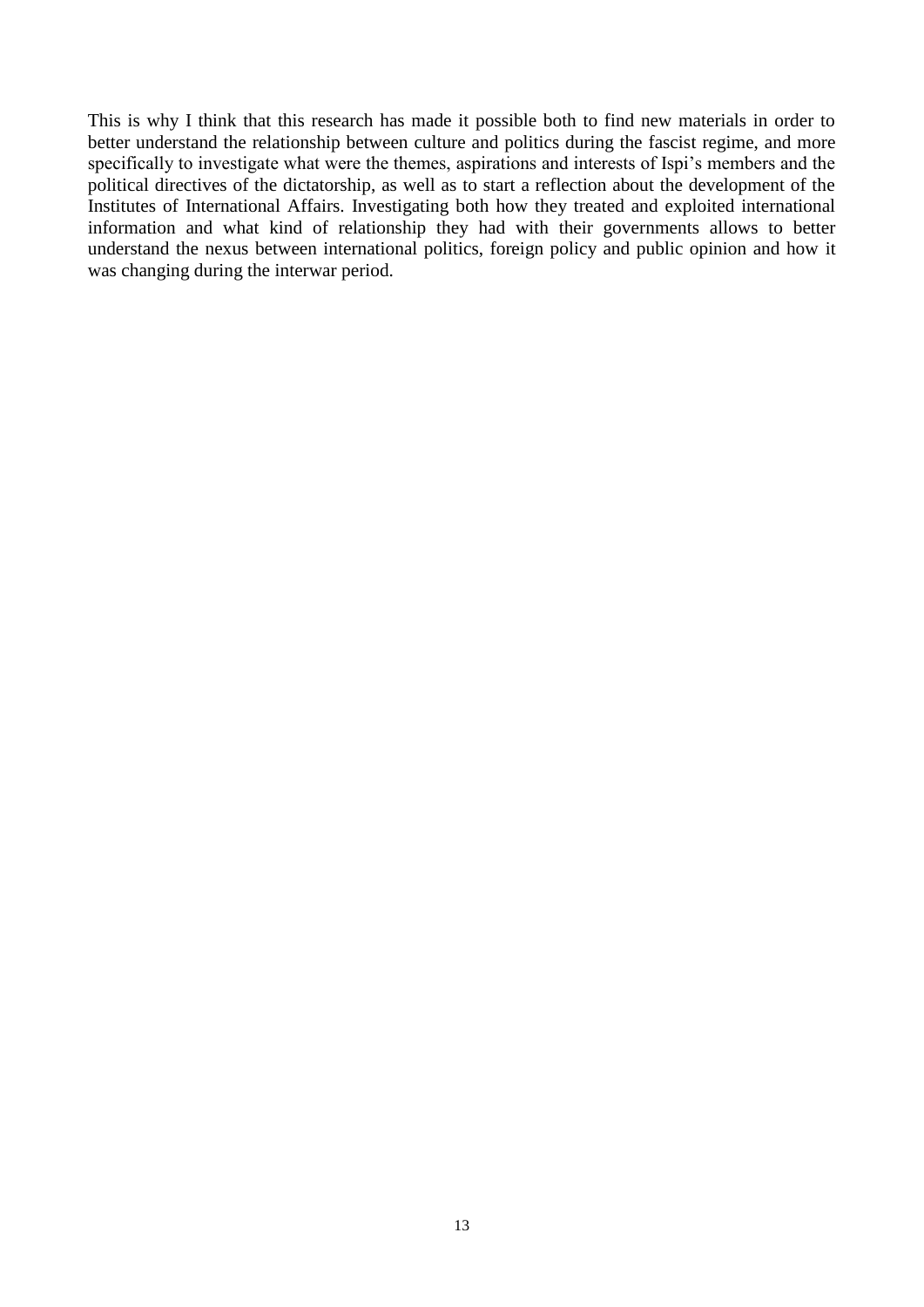This is why I think that this research has made it possible both to find new materials in order to better understand the relationship between culture and politics during the fascist regime, and more specifically to investigate what were the themes, aspirations and interests of Ispi's members and the political directives of the dictatorship, as well as to start a reflection about the development of the Institutes of International Affairs. Investigating both how they treated and exploited international information and what kind of relationship they had with their governments allows to better understand the nexus between international politics, foreign policy and public opinion and how it was changing during the interwar period.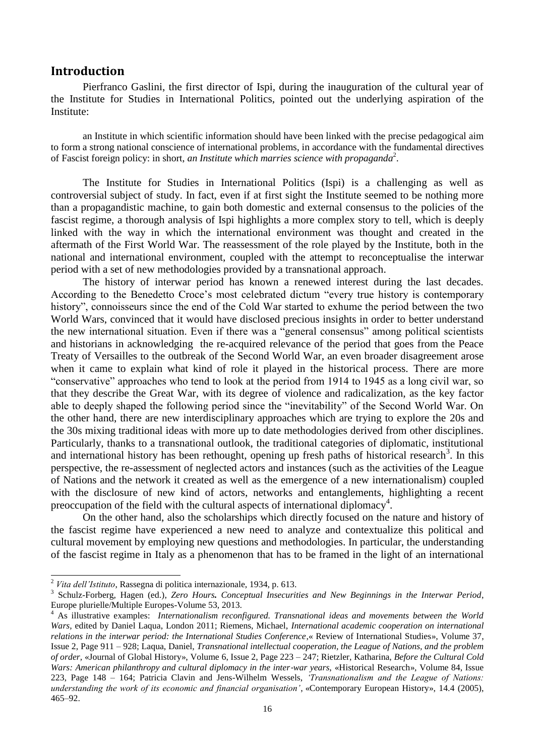## Introduction

Pierfranco Gaslini, the first director of Ispi, during the inauguration of the cultural year of the Institute for Studies in International Politics, pointed out the underlying aspiration of the Institute:

> an Institute in which scientific information should have been linked with the precise pedagogical aim to form a strong national conscience of international problems, in accordance with the fundamental directives of Fascist foreign policy: in short, *an Institute which marries science with propaganda*[2].

The Institute for Studies in International Politics (Ispi) is a challenging as well as controversial subject of study. In fact, even if at first sight the Institute seemed to be nothing more than a propagandistic machine, to gain both domestic and external consensus to the policies of the fascist regime, a thorough analysis of Ispi highlights a more complex story to tell, which is deeply linked with the way in which the international environment was thought and created in the aftermath of the First World War. The reassessment of the role played by the Institute, both in the national and international environment, coupled with the attempt to reconceptualise the interwar period with a set of new methodologies provided by a transnational approach.

The history of interwar period has known a renewed interest during the last decades. According to the Benedetto Croce's most celebrated dictum "every true history is contemporary history", connoisseurs since the end of the Cold War started to exhume the period between the two World Wars, convinced that it would have disclosed precious insights in order to better understand the new international situation. Even if there was a "general consensus" among political scientists and historians in acknowledging the re-acquired relevance of the period that goes from the Peace Treaty of Versailles to the outbreak of the Second World War, an even broader disagreement arose when it came to explain what kind of role it played in the historical process. There are more "conservative" approaches who tend to look at the period from 1914 to 1945 as a long civil war, so that they describe the Great War, with its degree of violence and radicalization, as the key factor able to deeply shaped the following period since the "inevitability" of the Second World War. On the other hand, there are new interdisciplinary approaches which are trying to explore the 20s and the 30s mixing traditional ideas with more up to date methodologies derived from other disciplines. Particularly, thanks to a transnational outlook, the traditional categories of diplomatic, institutional and international history has been rethought, opening up fresh paths of historical research[3]. In this perspective, the re-assessment of neglected actors and instances (such as the activities of the League of Nations and the network it created as well as the emergence of a new internationalism) coupled with the disclosure of new kind of actors, networks and entanglements, highlighting a recent preoccupation of the field with the cultural aspects of international diplomacy[4].

On the other hand, also the scholarships which directly focused on the nature and history of the fascist regime have experienced a new need to analyze and contextualize this political and cultural movement by employing new questions and methodologies. In particular, the understanding of the fascist regime in Italy as a phenomenon that has to be framed in the light of an international

---

[2] *Vita dell'Istituto*, Rassegna di politica internazionale, 1934, p. 613.

[3] Schulz-Forberg, Hagen (ed.), *Zero Hours. Conceptual Insecurities and New Beginnings in the Interwar Period*, Europe plurielle/Multiple Europes-Volume 53, 2013.

[4] As illustrative examples: *Internationalism reconfigured. Transnational ideas and movements between the World Wars*, edited by Daniel Laqua, London 2011; Riemens, Michael, *International academic cooperation on international relations in the interwar period: the International Studies Conference*,« Review of International Studies», Volume 37, Issue 2, Page 911 – 928; Laqua, Daniel, *Transnational intellectual cooperation, the League of Nations, and the problem of order*, «Journal of Global History», Volume 6, Issue 2, Page 223 – 247; Rietzler, Katharina, *Before the Cultural Cold Wars: American philanthropy and cultural diplomacy in the inter-war years*, «Historical Research», Volume 84, Issue 223, Page 148 – 164; Patricia Clavin and Jens-Wilhelm Wessels, *'Transnationalism and the League of Nations: understanding the work of its economic and financial organisation'*, «Contemporary European History», 14.4 (2005), 465–92.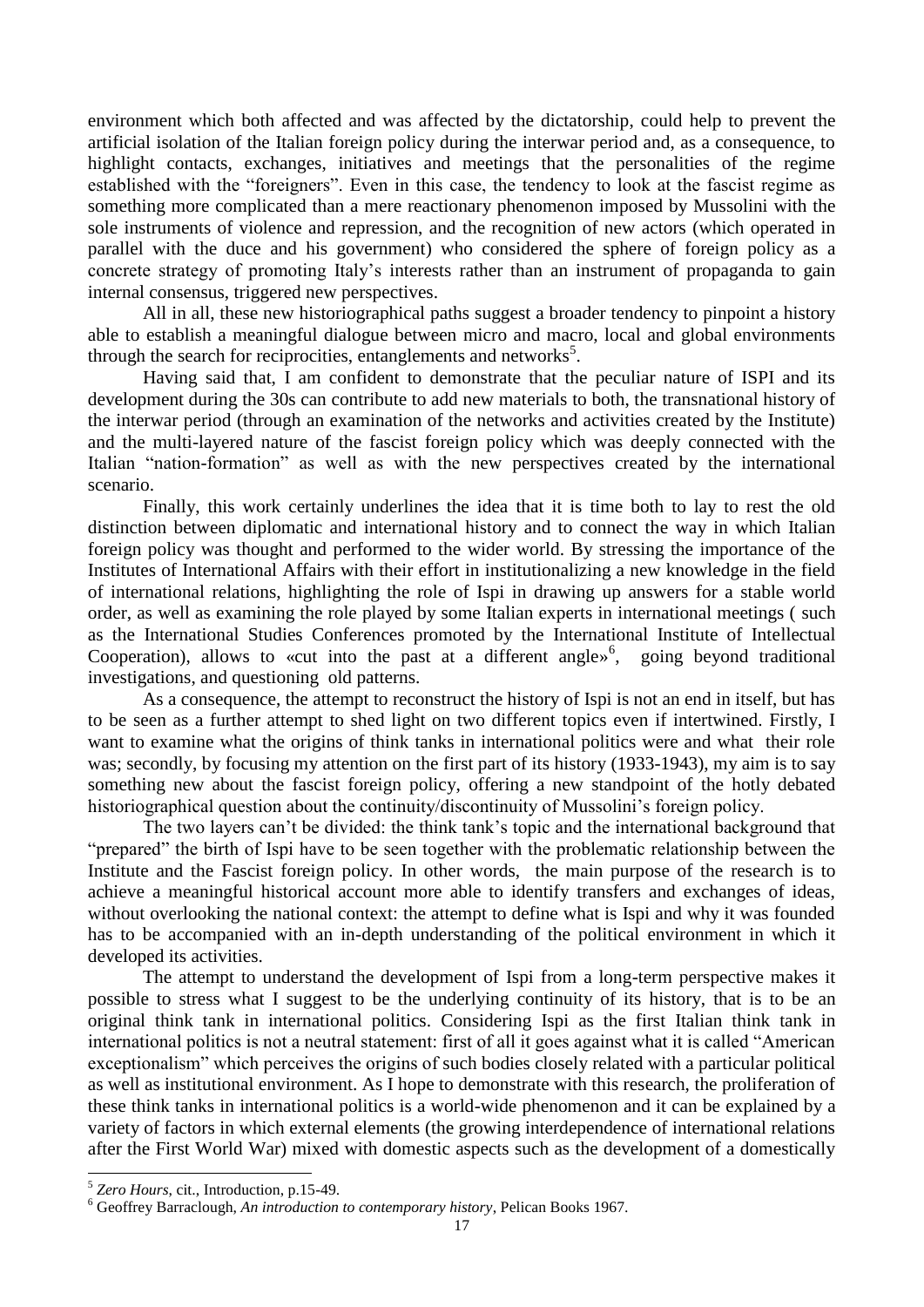environment which both affected and was affected by the dictatorship, could help to prevent the artificial isolation of the Italian foreign policy during the interwar period and, as a consequence, to highlight contacts, exchanges, initiatives and meetings that the personalities of the regime established with the "foreigners". Even in this case, the tendency to look at the fascist regime as something more complicated than a mere reactionary phenomenon imposed by Mussolini with the sole instruments of violence and repression, and the recognition of new actors (which operated in parallel with the duce and his government) who considered the sphere of foreign policy as a concrete strategy of promoting Italy's interests rather than an instrument of propaganda to gain internal consensus, triggered new perspectives.

All in all, these new historiographical paths suggest a broader tendency to pinpoint a history able to establish a meaningful dialogue between micro and macro, local and global environments through the search for reciprocities, entanglements and networks[5].

Having said that, I am confident to demonstrate that the peculiar nature of ISPI and its development during the 30s can contribute to add new materials to both, the transnational history of the interwar period (through an examination of the networks and activities created by the Institute) and the multi-layered nature of the fascist foreign policy which was deeply connected with the Italian "nation-formation" as well as with the new perspectives created by the international scenario.

Finally, this work certainly underlines the idea that it is time both to lay to rest the old distinction between diplomatic and international history and to connect the way in which Italian foreign policy was thought and performed to the wider world. By stressing the importance of the Institutes of International Affairs with their effort in institutionalizing a new knowledge in the field of international relations, highlighting the role of Ispi in drawing up answers for a stable world order, as well as examining the role played by some Italian experts in international meetings ( such as the International Studies Conferences promoted by the International Institute of Intellectual Cooperation), allows to «cut into the past at a different angle»[6], going beyond traditional investigations, and questioning old patterns.

As a consequence, the attempt to reconstruct the history of Ispi is not an end in itself, but has to be seen as a further attempt to shed light on two different topics even if intertwined. Firstly, I want to examine what the origins of think tanks in international politics were and what their role was; secondly, by focusing my attention on the first part of its history (1933-1943), my aim is to say something new about the fascist foreign policy, offering a new standpoint of the hotly debated historiographical question about the continuity/discontinuity of Mussolini's foreign policy.

The two layers can't be divided: the think tank's topic and the international background that "prepared" the birth of Ispi have to be seen together with the problematic relationship between the Institute and the Fascist foreign policy. In other words, the main purpose of the research is to achieve a meaningful historical account more able to identify transfers and exchanges of ideas, without overlooking the national context: the attempt to define what is Ispi and why it was founded has to be accompanied with an in-depth understanding of the political environment in which it developed its activities.

The attempt to understand the development of Ispi from a long-term perspective makes it possible to stress what I suggest to be the underlying continuity of its history, that is to be an original think tank in international politics. Considering Ispi as the first Italian think tank in international politics is not a neutral statement: first of all it goes against what it is called "American exceptionalism" which perceives the origins of such bodies closely related with a particular political as well as institutional environment. As I hope to demonstrate with this research, the proliferation of these think tanks in international politics is a world-wide phenomenon and it can be explained by a variety of factors in which external elements (the growing interdependence of international relations after the First World War) mixed with domestic aspects such as the development of a domestically

---

[5] *Zero Hours*, cit., Introduction, p.15-49.

[6] Geoffrey Barraclough, *An introduction to contemporary history*, Pelican Books 1967.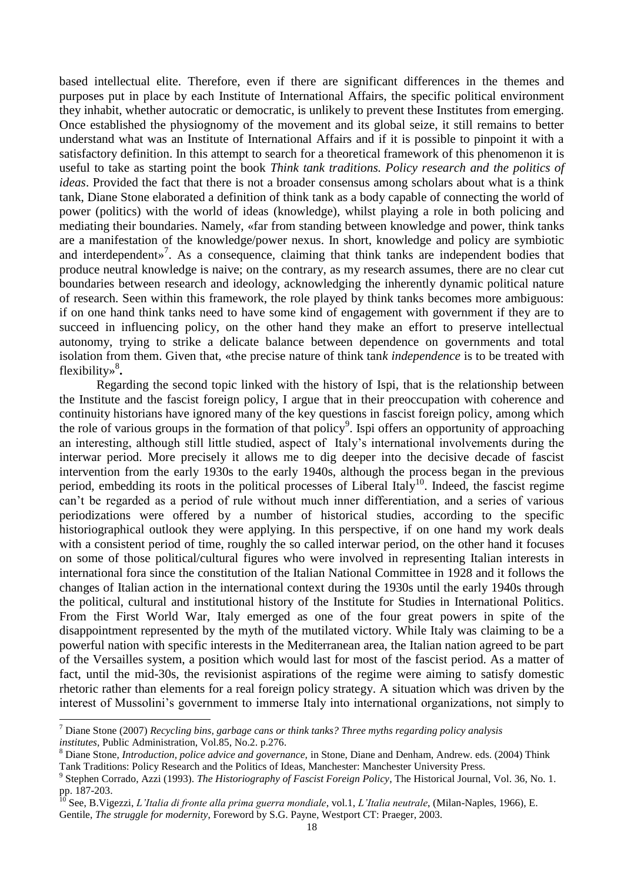based intellectual elite. Therefore, even if there are significant differences in the themes and purposes put in place by each Institute of International Affairs, the specific political environment they inhabit, whether autocratic or democratic, is unlikely to prevent these Institutes from emerging. Once established the physiognomy of the movement and its global seize, it still remains to better understand what was an Institute of International Affairs and if it is possible to pinpoint it with a satisfactory definition. In this attempt to search for a theoretical framework of this phenomenon it is useful to take as starting point the book *Think tank traditions. Policy research and the politics of ideas*. Provided the fact that there is not a broader consensus among scholars about what is a think tank, Diane Stone elaborated a definition of think tank as a body capable of connecting the world of power (politics) with the world of ideas (knowledge), whilst playing a role in both policing and mediating their boundaries. Namely, «far from standing between knowledge and power, think tanks are a manifestation of the knowledge/power nexus. In short, knowledge and policy are symbiotic and interdependent»[7]. As a consequence, claiming that think tanks are independent bodies that produce neutral knowledge is naive; on the contrary, as my research assumes, there are no clear cut boundaries between research and ideology, acknowledging the inherently dynamic political nature of research. Seen within this framework, the role played by think tanks becomes more ambiguous: if on one hand think tanks need to have some kind of engagement with government if they are to succeed in influencing policy, on the other hand they make an effort to preserve intellectual autonomy, trying to strike a delicate balance between dependence on governments and total isolation from them. Given that, «the precise nature of think tan*k independence* is to be treated with flexibility»[8]**.**

Regarding the second topic linked with the history of Ispi, that is the relationship between the Institute and the fascist foreign policy, I argue that in their preoccupation with coherence and continuity historians have ignored many of the key questions in fascist foreign policy, among which the role of various groups in the formation of that policy[9]. Ispi offers an opportunity of approaching an interesting, although still little studied, aspect of Italy's international involvements during the interwar period. More precisely it allows me to dig deeper into the decisive decade of fascist intervention from the early 1930s to the early 1940s, although the process began in the previous period, embedding its roots in the political processes of Liberal Italy[10]. Indeed, the fascist regime can't be regarded as a period of rule without much inner differentiation, and a series of various periodizations were offered by a number of historical studies, according to the specific historiographical outlook they were applying. In this perspective, if on one hand my work deals with a consistent period of time, roughly the so called interwar period, on the other hand it focuses on some of those political/cultural figures who were involved in representing Italian interests in international fora since the constitution of the Italian National Committee in 1928 and it follows the changes of Italian action in the international context during the 1930s until the early 1940s through the political, cultural and institutional history of the Institute for Studies in International Politics. From the First World War, Italy emerged as one of the four great powers in spite of the disappointment represented by the myth of the mutilated victory. While Italy was claiming to be a powerful nation with specific interests in the Mediterranean area, the Italian nation agreed to be part of the Versailles system, a position which would last for most of the fascist period. As a matter of fact, until the mid-30s, the revisionist aspirations of the regime were aiming to satisfy domestic rhetoric rather than elements for a real foreign policy strategy. A situation which was driven by the interest of Mussolini's government to immerse Italy into international organizations, not simply to

---

[7] Diane Stone (2007) *Recycling bins, garbage cans or think tanks? Three myths regarding policy analysis institutes*, Public Administration, Vol.85, No.2. p.276.

[8] Diane Stone, *Introduction, police advice and governance*, in Stone, Diane and Denham, Andrew. eds. (2004) Think Tank Traditions: Policy Research and the Politics of Ideas, Manchester: Manchester University Press.

[9] Stephen Corrado, Azzi (1993). *The Historiography of Fascist Foreign Policy*, The Historical Journal, Vol. 36, No. 1. pp. 187-203.

[10] See, B.Vigezzi, *L'Italia di fronte alla prima guerra mondiale*, vol.1, *L'Italia neutrale*, (Milan-Naples, 1966), E. Gentile, *The struggle for modernity*, Foreword by S.G. Payne, Westport CT: Praeger, 2003.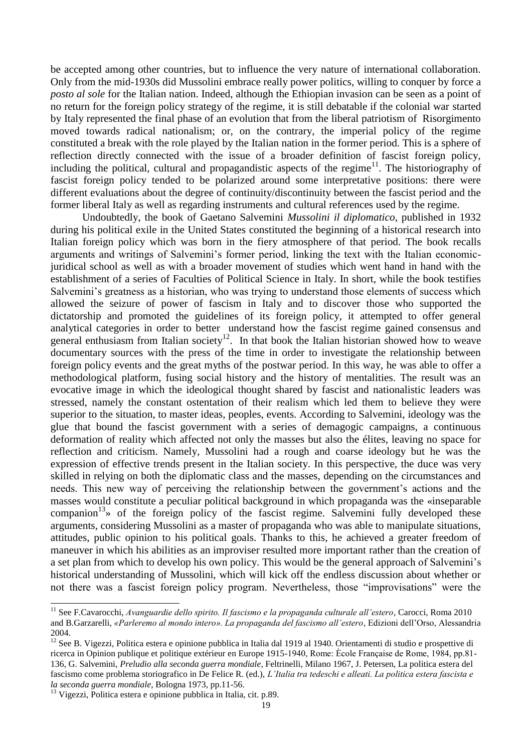be accepted among other countries, but to influence the very nature of international collaboration. Only from the mid-1930s did Mussolini embrace really power politics, willing to conquer by force a *posto al sole* for the Italian nation. Indeed, although the Ethiopian invasion can be seen as a point of no return for the foreign policy strategy of the regime, it is still debatable if the colonial war started by Italy represented the final phase of an evolution that from the liberal patriotism of Risorgimento moved towards radical nationalism; or, on the contrary, the imperial policy of the regime constituted a break with the role played by the Italian nation in the former period. This is a sphere of reflection directly connected with the issue of a broader definition of fascist foreign policy, including the political, cultural and propagandistic aspects of the regime[11]. The historiography of fascist foreign policy tended to be polarized around some interpretative positions: there were different evaluations about the degree of continuity/discontinuity between the fascist period and the former liberal Italy as well as regarding instruments and cultural references used by the regime.

Undoubtedly, the book of Gaetano Salvemini *Mussolini il diplomatico*, published in 1932 during his political exile in the United States constituted the beginning of a historical research into Italian foreign policy which was born in the fiery atmosphere of that period. The book recalls arguments and writings of Salvemini's former period, linking the text with the Italian economic-juridical school as well as with a broader movement of studies which went hand in hand with the establishment of a series of Faculties of Political Science in Italy. In short, while the book testifies Salvemini's greatness as a historian, who was trying to understand those elements of success which allowed the seizure of power of fascism in Italy and to discover those who supported the dictatorship and promoted the guidelines of its foreign policy, it attempted to offer general analytical categories in order to better understand how the fascist regime gained consensus and general enthusiasm from Italian society[12]. In that book the Italian historian showed how to weave documentary sources with the press of the time in order to investigate the relationship between foreign policy events and the great myths of the postwar period. In this way, he was able to offer a methodological platform, fusing social history and the history of mentalities. The result was an evocative image in which the ideological thought shared by fascist and nationalistic leaders was stressed, namely the constant ostentation of their realism which led them to believe they were superior to the situation, to master ideas, peoples, events. According to Salvemini, ideology was the glue that bound the fascist government with a series of demagogic campaigns, a continuous deformation of reality which affected not only the masses but also the élites, leaving no space for reflection and criticism. Namely, Mussolini had a rough and coarse ideology but he was the expression of effective trends present in the Italian society. In this perspective, the duce was very skilled in relying on both the diplomatic class and the masses, depending on the circumstances and needs. This new way of perceiving the relationship between the government's actions and the masses would constitute a peculiar political background in which propaganda was the «inseparable companion[13]» of the foreign policy of the fascist regime. Salvemini fully developed these arguments, considering Mussolini as a master of propaganda who was able to manipulate situations, attitudes, public opinion to his political goals. Thanks to this, he achieved a greater freedom of maneuver in which his abilities as an improviser resulted more important rather than the creation of a set plan from which to develop his own policy. This would be the general approach of Salvemini's historical understanding of Mussolini, which will kick off the endless discussion about whether or not there was a fascist foreign policy program. Nevertheless, those "improvisations" were the

---

[11] See F.Cavarocchi, *Avanguardie dello spirito. Il fascismo e la propaganda culturale all'estero*, Carocci, Roma 2010 and B.Garzarelli, *«Parleremo al mondo intero». La propaganda del fascismo all'estero*, Edizioni dell'Orso, Alessandria 2004.

[12] See B. Vigezzi, Politica estera e opinione pubblica in Italia dal 1919 al 1940. Orientamenti di studio e prospettive di ricerca in Opinion publique et politique extérieur en Europe 1915-1940, Rome: Ècole Française de Rome, 1984, pp.81-136, G. Salvemini, *Preludio alla seconda guerra mondiale*, Feltrinelli, Milano 1967, J. Petersen, La politica estera del fascismo come problema storiografico in De Felice R. (ed.), *L'Italia tra tedeschi e alleati. La politica estera fascista e la seconda guerra mondiale*, Bologna 1973, pp.11-56.

[13] Vigezzi, Politica estera e opinione pubblica in Italia, cit. p.89.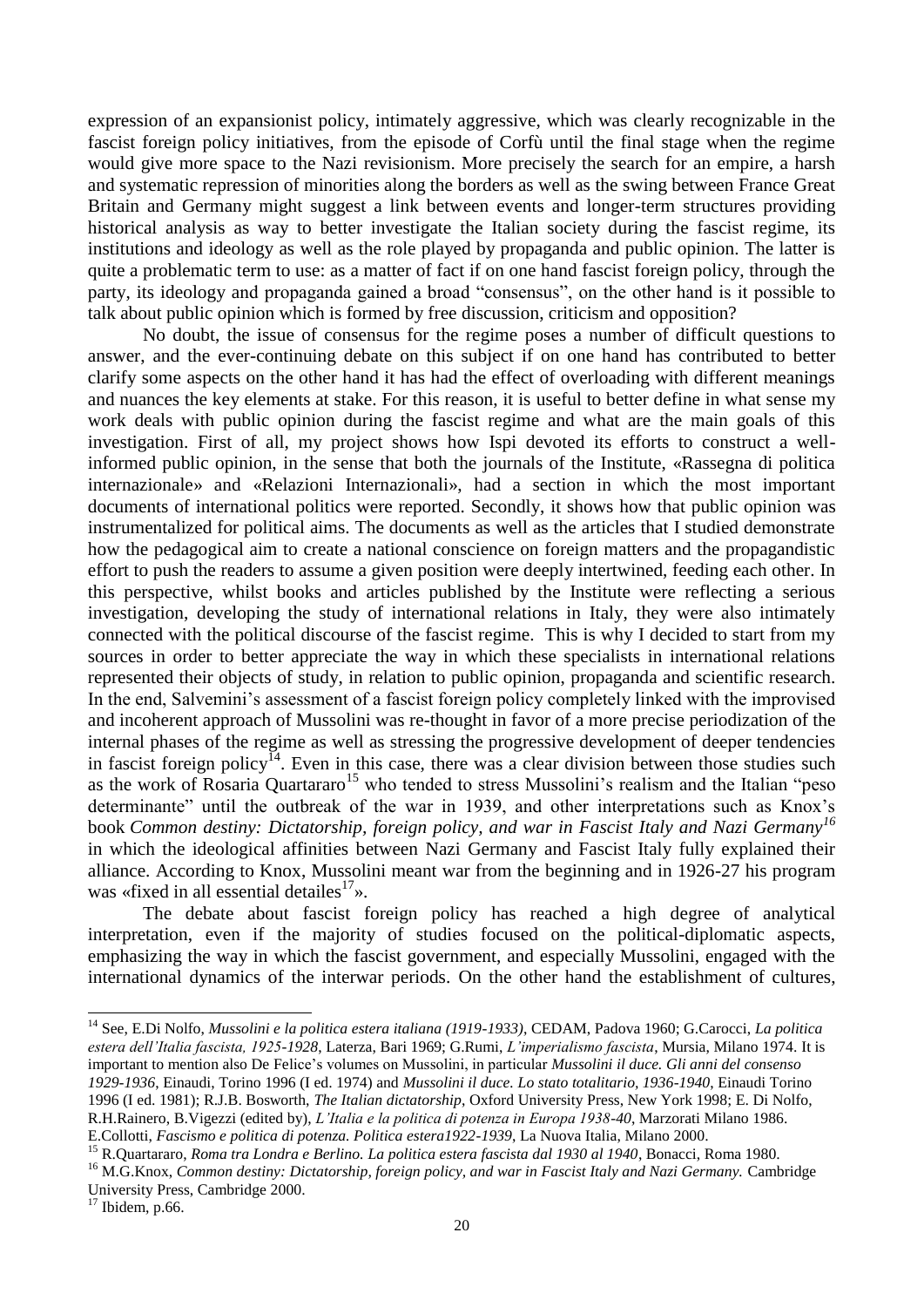expression of an expansionist policy, intimately aggressive, which was clearly recognizable in the fascist foreign policy initiatives, from the episode of Corfù until the final stage when the regime would give more space to the Nazi revisionism. More precisely the search for an empire, a harsh and systematic repression of minorities along the borders as well as the swing between France Great Britain and Germany might suggest a link between events and longer-term structures providing historical analysis as way to better investigate the Italian society during the fascist regime, its institutions and ideology as well as the role played by propaganda and public opinion. The latter is quite a problematic term to use: as a matter of fact if on one hand fascist foreign policy, through the party, its ideology and propaganda gained a broad "consensus", on the other hand is it possible to talk about public opinion which is formed by free discussion, criticism and opposition?

No doubt, the issue of consensus for the regime poses a number of difficult questions to answer, and the ever-continuing debate on this subject if on one hand has contributed to better clarify some aspects on the other hand it has had the effect of overloading with different meanings and nuances the key elements at stake. For this reason, it is useful to better define in what sense my work deals with public opinion during the fascist regime and what are the main goals of this investigation. First of all, my project shows how Ispi devoted its efforts to construct a well-informed public opinion, in the sense that both the journals of the Institute, «Rassegna di politica internazionale» and «Relazioni Internazionali», had a section in which the most important documents of international politics were reported. Secondly, it shows how that public opinion was instrumentalized for political aims. The documents as well as the articles that I studied demonstrate how the pedagogical aim to create a national conscience on foreign matters and the propagandistic effort to push the readers to assume a given position were deeply intertwined, feeding each other. In this perspective, whilst books and articles published by the Institute were reflecting a serious investigation, developing the study of international relations in Italy, they were also intimately connected with the political discourse of the fascist regime. This is why I decided to start from my sources in order to better appreciate the way in which these specialists in international relations represented their objects of study, in relation to public opinion, propaganda and scientific research. In the end, Salvemini's assessment of a fascist foreign policy completely linked with the improvised and incoherent approach of Mussolini was re-thought in favor of a more precise periodization of the internal phases of the regime as well as stressing the progressive development of deeper tendencies in fascist foreign policy[14]. Even in this case, there was a clear division between those studies such as the work of Rosaria Quartararo[15] who tended to stress Mussolini's realism and the Italian "peso determinante" until the outbreak of the war in 1939, and other interpretations such as Knox's book *Common destiny: Dictatorship, foreign policy, and war in Fascist Italy and Nazi Germany*[16] in which the ideological affinities between Nazi Germany and Fascist Italy fully explained their alliance. According to Knox, Mussolini meant war from the beginning and in 1926-27 his program was «fixed in all essential detailes[17]».

The debate about fascist foreign policy has reached a high degree of analytical interpretation, even if the majority of studies focused on the political-diplomatic aspects, emphasizing the way in which the fascist government, and especially Mussolini, engaged with the international dynamics of the interwar periods. On the other hand the establishment of cultures,

---

[14] See, E.Di Nolfo, *Mussolini e la politica estera italiana (1919-1933)*, CEDAM, Padova 1960; G.Carocci, *La politica estera dell'Italia fascista, 1925-1928*, Laterza, Bari 1969; G.Rumi, *L'imperialismo fascista*, Mursia, Milano 1974. It is important to mention also De Felice's volumes on Mussolini, in particular *Mussolini il duce. Gli anni del consenso 1929-1936*, Einaudi, Torino 1996 (I ed. 1974) and *Mussolini il duce. Lo stato totalitario, 1936-1940*, Einaudi Torino 1996 (I ed. 1981); R.J.B. Bosworth, *The Italian dictatorship*, Oxford University Press, New York 1998; E. Di Nolfo, R.H.Rainero, B.Vigezzi (edited by), *L'Italia e la politica di potenza in Europa 1938-40*, Marzorati Milano 1986. E.Collotti, *Fascismo e politica di potenza. Politica estera1922-1939*, La Nuova Italia, Milano 2000.

[15] R.Quartararo, *Roma tra Londra e Berlino. La politica estera fascista dal 1930 al 1940*, Bonacci, Roma 1980.

[16] M.G.Knox, *Common destiny: Dictatorship, foreign policy, and war in Fascist Italy and Nazi Germany.* Cambridge University Press, Cambridge 2000.

[17] Ibidem, p.66.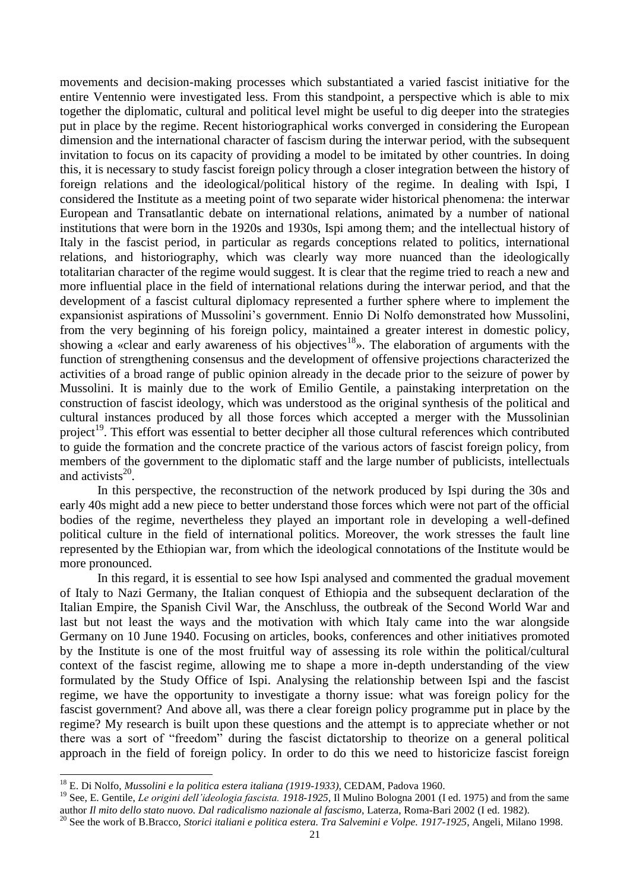movements and decision-making processes which substantiated a varied fascist initiative for the entire Ventennio were investigated less. From this standpoint, a perspective which is able to mix together the diplomatic, cultural and political level might be useful to dig deeper into the strategies put in place by the regime. Recent historiographical works converged in considering the European dimension and the international character of fascism during the interwar period, with the subsequent invitation to focus on its capacity of providing a model to be imitated by other countries. In doing this, it is necessary to study fascist foreign policy through a closer integration between the history of foreign relations and the ideological/political history of the regime. In dealing with Ispi, I considered the Institute as a meeting point of two separate wider historical phenomena: the interwar European and Transatlantic debate on international relations, animated by a number of national institutions that were born in the 1920s and 1930s, Ispi among them; and the intellectual history of Italy in the fascist period, in particular as regards conceptions related to politics, international relations, and historiography, which was clearly way more nuanced than the ideologically totalitarian character of the regime would suggest. It is clear that the regime tried to reach a new and more influential place in the field of international relations during the interwar period, and that the development of a fascist cultural diplomacy represented a further sphere where to implement the expansionist aspirations of Mussolini's government. Ennio Di Nolfo demonstrated how Mussolini, from the very beginning of his foreign policy, maintained a greater interest in domestic policy, showing a «clear and early awareness of his objectives[18]». The elaboration of arguments with the function of strengthening consensus and the development of offensive projections characterized the activities of a broad range of public opinion already in the decade prior to the seizure of power by Mussolini. It is mainly due to the work of Emilio Gentile, a painstaking interpretation on the construction of fascist ideology, which was understood as the original synthesis of the political and cultural instances produced by all those forces which accepted a merger with the Mussolinian project[19]. This effort was essential to better decipher all those cultural references which contributed to guide the formation and the concrete practice of the various actors of fascist foreign policy, from members of the government to the diplomatic staff and the large number of publicists, intellectuals and activists[20].

In this perspective, the reconstruction of the network produced by Ispi during the 30s and early 40s might add a new piece to better understand those forces which were not part of the official bodies of the regime, nevertheless they played an important role in developing a well-defined political culture in the field of international politics. Moreover, the work stresses the fault line represented by the Ethiopian war, from which the ideological connotations of the Institute would be more pronounced.

In this regard, it is essential to see how Ispi analysed and commented the gradual movement of Italy to Nazi Germany, the Italian conquest of Ethiopia and the subsequent declaration of the Italian Empire, the Spanish Civil War, the Anschluss, the outbreak of the Second World War and last but not least the ways and the motivation with which Italy came into the war alongside Germany on 10 June 1940. Focusing on articles, books, conferences and other initiatives promoted by the Institute is one of the most fruitful way of assessing its role within the political/cultural context of the fascist regime, allowing me to shape a more in-depth understanding of the view formulated by the Study Office of Ispi. Analysing the relationship between Ispi and the fascist regime, we have the opportunity to investigate a thorny issue: what was foreign policy for the fascist government? And above all, was there a clear foreign policy programme put in place by the regime? My research is built upon these questions and the attempt is to appreciate whether or not there was a sort of "freedom" during the fascist dictatorship to theorize on a general political approach in the field of foreign policy. In order to do this we need to historicize fascist foreign

[18] E. Di Nolfo, *Mussolini e la politica estera italiana (1919-1933)*, CEDAM, Padova 1960.

[19] See, E. Gentile, *Le origini dell'ideologia fascista. 1918-1925*, Il Mulino Bologna 2001 (I ed. 1975) and from the same author *Il mito dello stato nuovo. Dal radicalismo nazionale al fascismo*, Laterza, Roma-Bari 2002 (I ed. 1982).

[20] See the work of B.Bracco, *Storici italiani e politica estera. Tra Salvemini e Volpe. 1917-1925*, Angeli, Milano 1998.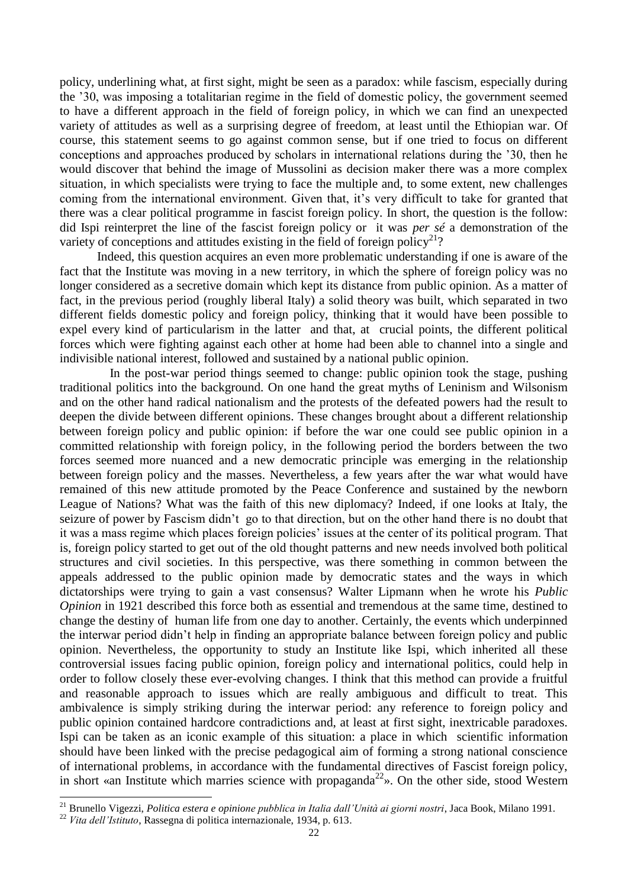policy, underlining what, at first sight, might be seen as a paradox: while fascism, especially during the '30, was imposing a totalitarian regime in the field of domestic policy, the government seemed to have a different approach in the field of foreign policy, in which we can find an unexpected variety of attitudes as well as a surprising degree of freedom, at least until the Ethiopian war. Of course, this statement seems to go against common sense, but if one tried to focus on different conceptions and approaches produced by scholars in international relations during the '30, then he would discover that behind the image of Mussolini as decision maker there was a more complex situation, in which specialists were trying to face the multiple and, to some extent, new challenges coming from the international environment. Given that, it's very difficult to take for granted that there was a clear political programme in fascist foreign policy. In short, the question is the follow: did Ispi reinterpret the line of the fascist foreign policy or it was *per sé* a demonstration of the variety of conceptions and attitudes existing in the field of foreign policy[21]?

Indeed, this question acquires an even more problematic understanding if one is aware of the fact that the Institute was moving in a new territory, in which the sphere of foreign policy was no longer considered as a secretive domain which kept its distance from public opinion. As a matter of fact, in the previous period (roughly liberal Italy) a solid theory was built, which separated in two different fields domestic policy and foreign policy, thinking that it would have been possible to expel every kind of particularism in the latter and that, at crucial points, the different political forces which were fighting against each other at home had been able to channel into a single and indivisible national interest, followed and sustained by a national public opinion.

In the post-war period things seemed to change: public opinion took the stage, pushing traditional politics into the background. On one hand the great myths of Leninism and Wilsonism and on the other hand radical nationalism and the protests of the defeated powers had the result to deepen the divide between different opinions. These changes brought about a different relationship between foreign policy and public opinion: if before the war one could see public opinion in a committed relationship with foreign policy, in the following period the borders between the two forces seemed more nuanced and a new democratic principle was emerging in the relationship between foreign policy and the masses. Nevertheless, a few years after the war what would have remained of this new attitude promoted by the Peace Conference and sustained by the newborn League of Nations? What was the faith of this new diplomacy? Indeed, if one looks at Italy, the seizure of power by Fascism didn't go to that direction, but on the other hand there is no doubt that it was a mass regime which places foreign policies' issues at the center of its political program. That is, foreign policy started to get out of the old thought patterns and new needs involved both political structures and civil societies. In this perspective, was there something in common between the appeals addressed to the public opinion made by democratic states and the ways in which dictatorships were trying to gain a vast consensus? Walter Lipmann when he wrote his *Public Opinion* in 1921 described this force both as essential and tremendous at the same time, destined to change the destiny of human life from one day to another. Certainly, the events which underpinned the interwar period didn't help in finding an appropriate balance between foreign policy and public opinion. Nevertheless, the opportunity to study an Institute like Ispi, which inherited all these controversial issues facing public opinion, foreign policy and international politics, could help in order to follow closely these ever-evolving changes. I think that this method can provide a fruitful and reasonable approach to issues which are really ambiguous and difficult to treat. This ambivalence is simply striking during the interwar period: any reference to foreign policy and public opinion contained hardcore contradictions and, at least at first sight, inextricable paradoxes. Ispi can be taken as an iconic example of this situation: a place in which scientific information should have been linked with the precise pedagogical aim of forming a strong national conscience of international problems, in accordance with the fundamental directives of Fascist foreign policy, in short «an Institute which marries science with propaganda[22]». On the other side, stood Western

[21] Brunello Vigezzi, *Politica estera e opinione pubblica in Italia dall'Unità ai giorni nostri*, Jaca Book, Milano 1991.

[22] *Vita dell'Istituto*, Rassegna di politica internazionale, 1934, p. 613.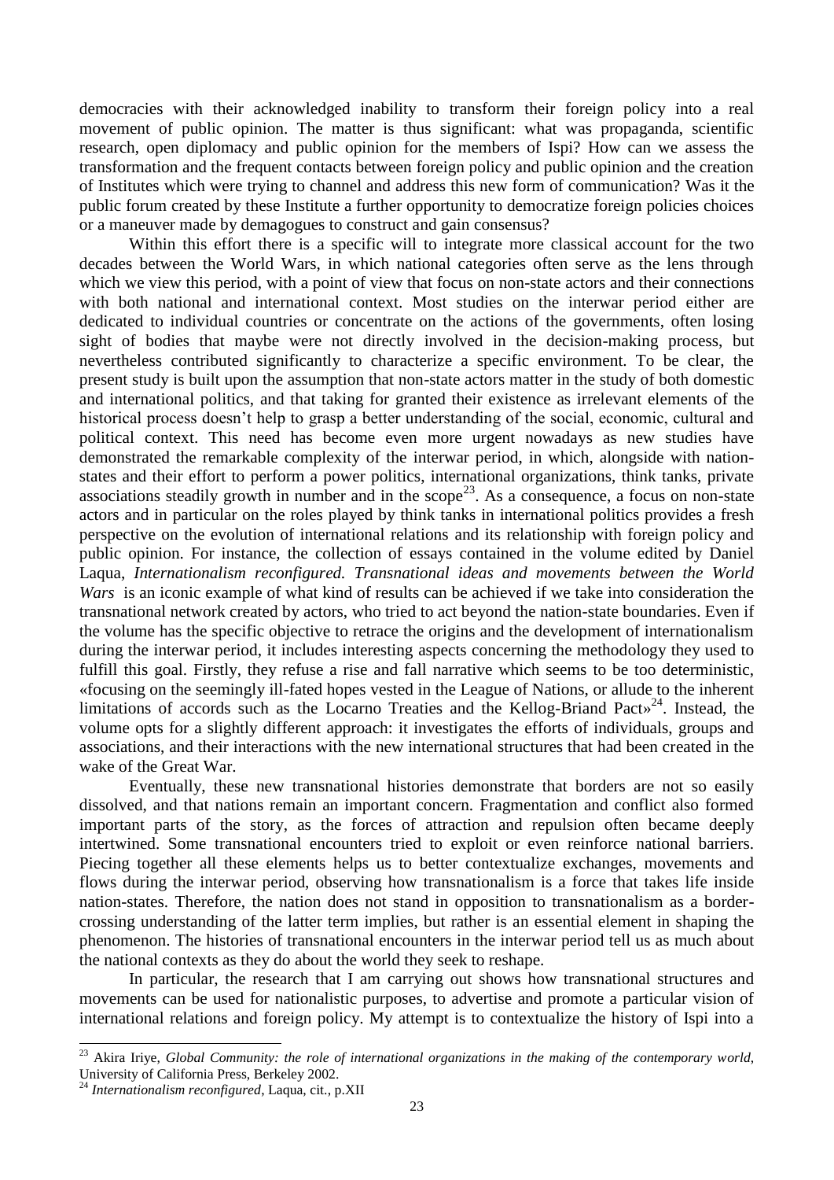democracies with their acknowledged inability to transform their foreign policy into a real movement of public opinion. The matter is thus significant: what was propaganda, scientific research, open diplomacy and public opinion for the members of Ispi? How can we assess the transformation and the frequent contacts between foreign policy and public opinion and the creation of Institutes which were trying to channel and address this new form of communication? Was it the public forum created by these Institute a further opportunity to democratize foreign policies choices or a maneuver made by demagogues to construct and gain consensus?

Within this effort there is a specific will to integrate more classical account for the two decades between the World Wars, in which national categories often serve as the lens through which we view this period, with a point of view that focus on non-state actors and their connections with both national and international context. Most studies on the interwar period either are dedicated to individual countries or concentrate on the actions of the governments, often losing sight of bodies that maybe were not directly involved in the decision-making process, but nevertheless contributed significantly to characterize a specific environment. To be clear, the present study is built upon the assumption that non-state actors matter in the study of both domestic and international politics, and that taking for granted their existence as irrelevant elements of the historical process doesn't help to grasp a better understanding of the social, economic, cultural and political context. This need has become even more urgent nowadays as new studies have demonstrated the remarkable complexity of the interwar period, in which, alongside with nation-states and their effort to perform a power politics, international organizations, think tanks, private associations steadily growth in number and in the scope[23]. As a consequence, a focus on non-state actors and in particular on the roles played by think tanks in international politics provides a fresh perspective on the evolution of international relations and its relationship with foreign policy and public opinion. For instance, the collection of essays contained in the volume edited by Daniel Laqua, *Internationalism reconfigured. Transnational ideas and movements between the World Wars* is an iconic example of what kind of results can be achieved if we take into consideration the transnational network created by actors, who tried to act beyond the nation-state boundaries. Even if the volume has the specific objective to retrace the origins and the development of internationalism during the interwar period, it includes interesting aspects concerning the methodology they used to fulfill this goal. Firstly, they refuse a rise and fall narrative which seems to be too deterministic, «focusing on the seemingly ill-fated hopes vested in the League of Nations, or allude to the inherent limitations of accords such as the Locarno Treaties and the Kellog-Briand Pact»[24]. Instead, the volume opts for a slightly different approach: it investigates the efforts of individuals, groups and associations, and their interactions with the new international structures that had been created in the wake of the Great War.

Eventually, these new transnational histories demonstrate that borders are not so easily dissolved, and that nations remain an important concern. Fragmentation and conflict also formed important parts of the story, as the forces of attraction and repulsion often became deeply intertwined. Some transnational encounters tried to exploit or even reinforce national barriers. Piecing together all these elements helps us to better contextualize exchanges, movements and flows during the interwar period, observing how transnationalism is a force that takes life inside nation-states. Therefore, the nation does not stand in opposition to transnationalism as a border-crossing understanding of the latter term implies, but rather is an essential element in shaping the phenomenon. The histories of transnational encounters in the interwar period tell us as much about the national contexts as they do about the world they seek to reshape.

In particular, the research that I am carrying out shows how transnational structures and movements can be used for nationalistic purposes, to advertise and promote a particular vision of international relations and foreign policy. My attempt is to contextualize the history of Ispi into a

---

[23] Akira Iriye, *Global Community: the role of international organizations in the making of the contemporary world*, University of California Press, Berkeley 2002.

[24] *Internationalism reconfigured*, Laqua, cit., p.XII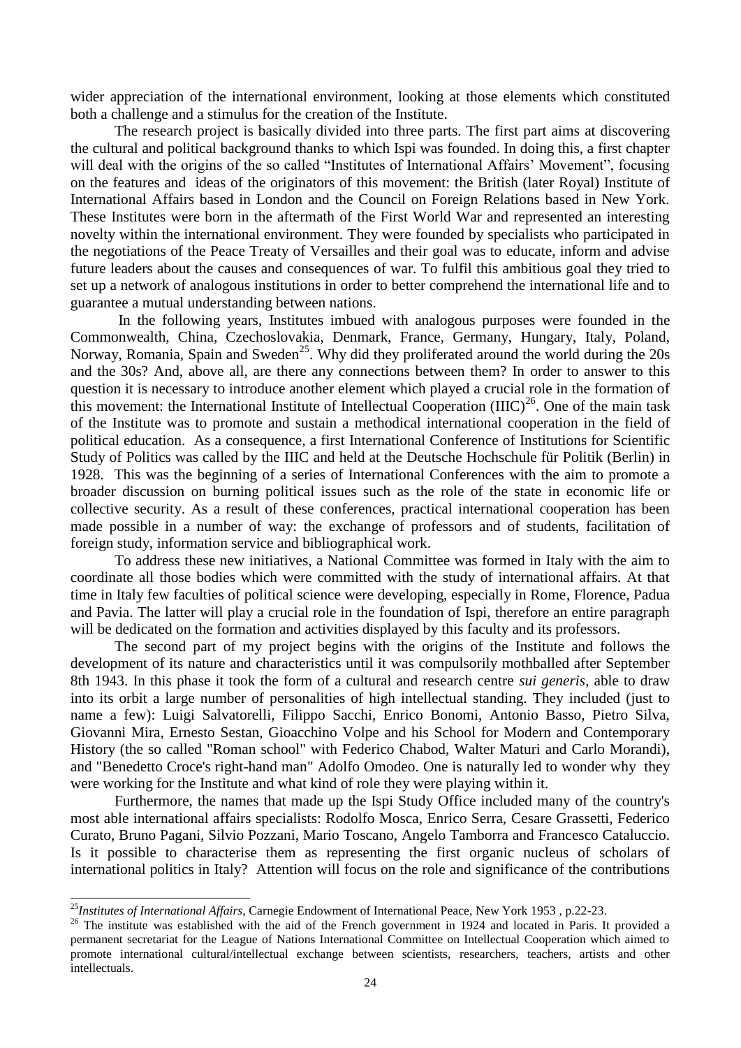wider appreciation of the international environment, looking at those elements which constituted both a challenge and a stimulus for the creation of the Institute.

The research project is basically divided into three parts. The first part aims at discovering the cultural and political background thanks to which Ispi was founded. In doing this, a first chapter will deal with the origins of the so called "Institutes of International Affairs' Movement", focusing on the features and ideas of the originators of this movement: the British (later Royal) Institute of International Affairs based in London and the Council on Foreign Relations based in New York. These Institutes were born in the aftermath of the First World War and represented an interesting novelty within the international environment. They were founded by specialists who participated in the negotiations of the Peace Treaty of Versailles and their goal was to educate, inform and advise future leaders about the causes and consequences of war. To fulfil this ambitious goal they tried to set up a network of analogous institutions in order to better comprehend the international life and to guarantee a mutual understanding between nations.

In the following years, Institutes imbued with analogous purposes were founded in the Commonwealth, China, Czechoslovakia, Denmark, France, Germany, Hungary, Italy, Poland, Norway, Romania, Spain and Sweden[25]. Why did they proliferated around the world during the 20s and the 30s? And, above all, are there any connections between them? In order to answer to this question it is necessary to introduce another element which played a crucial role in the formation of this movement: the International Institute of Intellectual Cooperation (IIIC)[26]. One of the main task of the Institute was to promote and sustain a methodical international cooperation in the field of political education. As a consequence, a first International Conference of Institutions for Scientific Study of Politics was called by the IIIC and held at the Deutsche Hochschule für Politik (Berlin) in 1928. This was the beginning of a series of International Conferences with the aim to promote a broader discussion on burning political issues such as the role of the state in economic life or collective security. As a result of these conferences, practical international cooperation has been made possible in a number of way: the exchange of professors and of students, facilitation of foreign study, information service and bibliographical work.

To address these new initiatives, a National Committee was formed in Italy with the aim to coordinate all those bodies which were committed with the study of international affairs. At that time in Italy few faculties of political science were developing, especially in Rome, Florence, Padua and Pavia. The latter will play a crucial role in the foundation of Ispi, therefore an entire paragraph will be dedicated on the formation and activities displayed by this faculty and its professors.

The second part of my project begins with the origins of the Institute and follows the development of its nature and characteristics until it was compulsorily mothballed after September 8th 1943. In this phase it took the form of a cultural and research centre *sui generis*, able to draw into its orbit a large number of personalities of high intellectual standing. They included (just to name a few): Luigi Salvatorelli, Filippo Sacchi, Enrico Bonomi, Antonio Basso, Pietro Silva, Giovanni Mira, Ernesto Sestan, Gioacchino Volpe and his School for Modern and Contemporary History (the so called "Roman school" with Federico Chabod, Walter Maturi and Carlo Morandi), and "Benedetto Croce's right-hand man" Adolfo Omodeo. One is naturally led to wonder why they were working for the Institute and what kind of role they were playing within it.

Furthermore, the names that made up the Ispi Study Office included many of the country's most able international affairs specialists: Rodolfo Mosca, Enrico Serra, Cesare Grassetti, Federico Curato, Bruno Pagani, Silvio Pozzani, Mario Toscano, Angelo Tamborra and Francesco Cataluccio. Is it possible to characterise them as representing the first organic nucleus of scholars of international politics in Italy? Attention will focus on the role and significance of the contributions

---

[25] *Institutes of International Affairs*, Carnegie Endowment of International Peace, New York 1953 , p.22-23.

[26] The institute was established with the aid of the French government in 1924 and located in Paris. It provided a permanent secretariat for the League of Nations International Committee on Intellectual Cooperation which aimed to promote international cultural/intellectual exchange between scientists, researchers, teachers, artists and other intellectuals.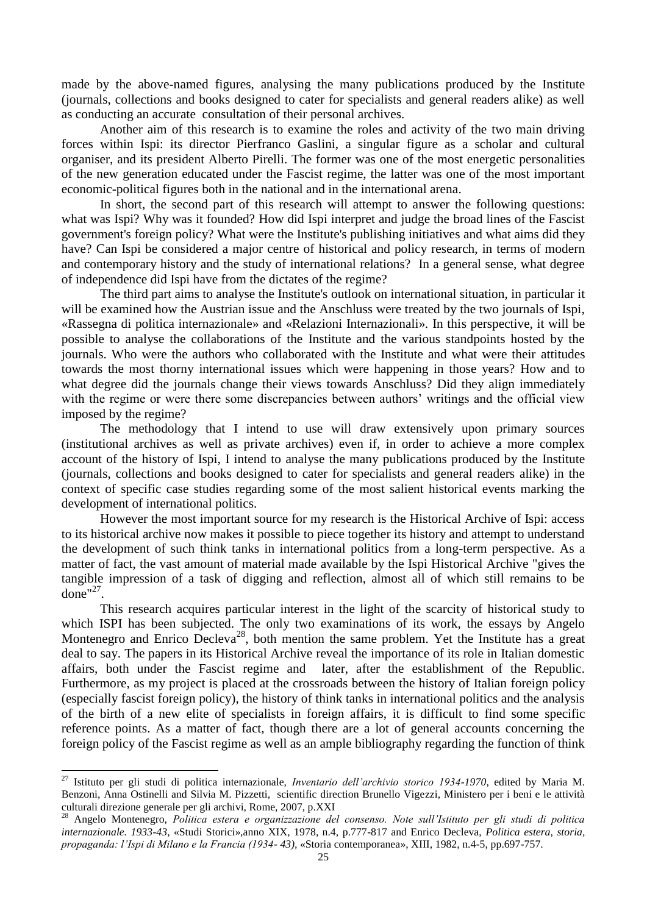made by the above-named figures, analysing the many publications produced by the Institute (journals, collections and books designed to cater for specialists and general readers alike) as well as conducting an accurate consultation of their personal archives.

Another aim of this research is to examine the roles and activity of the two main driving forces within Ispi: its director Pierfranco Gaslini, a singular figure as a scholar and cultural organiser, and its president Alberto Pirelli. The former was one of the most energetic personalities of the new generation educated under the Fascist regime, the latter was one of the most important economic-political figures both in the national and in the international arena.

In short, the second part of this research will attempt to answer the following questions: what was Ispi? Why was it founded? How did Ispi interpret and judge the broad lines of the Fascist government's foreign policy? What were the Institute's publishing initiatives and what aims did they have? Can Ispi be considered a major centre of historical and policy research, in terms of modern and contemporary history and the study of international relations? In a general sense, what degree of independence did Ispi have from the dictates of the regime?

The third part aims to analyse the Institute's outlook on international situation, in particular it will be examined how the Austrian issue and the Anschluss were treated by the two journals of Ispi, «Rassegna di politica internazionale» and «Relazioni Internazionali». In this perspective, it will be possible to analyse the collaborations of the Institute and the various standpoints hosted by the journals. Who were the authors who collaborated with the Institute and what were their attitudes towards the most thorny international issues which were happening in those years? How and to what degree did the journals change their views towards Anschluss? Did they align immediately with the regime or were there some discrepancies between authors' writings and the official view imposed by the regime?

The methodology that I intend to use will draw extensively upon primary sources (institutional archives as well as private archives) even if, in order to achieve a more complex account of the history of Ispi, I intend to analyse the many publications produced by the Institute (journals, collections and books designed to cater for specialists and general readers alike) in the context of specific case studies regarding some of the most salient historical events marking the development of international politics.

However the most important source for my research is the Historical Archive of Ispi: access to its historical archive now makes it possible to piece together its history and attempt to understand the development of such think tanks in international politics from a long-term perspective. As a matter of fact, the vast amount of material made available by the Ispi Historical Archive "gives the tangible impression of a task of digging and reflection, almost all of which still remains to be done"[27].

This research acquires particular interest in the light of the scarcity of historical study to which ISPI has been subjected. The only two examinations of its work, the essays by Angelo Montenegro and Enrico Decleva[28], both mention the same problem. Yet the Institute has a great deal to say. The papers in its Historical Archive reveal the importance of its role in Italian domestic affairs, both under the Fascist regime and later, after the establishment of the Republic. Furthermore, as my project is placed at the crossroads between the history of Italian foreign policy (especially fascist foreign policy), the history of think tanks in international politics and the analysis of the birth of a new elite of specialists in foreign affairs, it is difficult to find some specific reference points. As a matter of fact, though there are a lot of general accounts concerning the foreign policy of the Fascist regime as well as an ample bibliography regarding the function of think

---

[27] Istituto per gli studi di politica internazionale, *Inventario dell'archivio storico 1934-1970*, edited by Maria M. Benzoni, Anna Ostinelli and Silvia M. Pizzetti, scientific direction Brunello Vigezzi, Ministero per i beni e le attività culturali direzione generale per gli archivi, Rome, 2007, p.XXI

[28] Angelo Montenegro, *Politica estera e organizzazione del consenso. Note sull'Istituto per gli studi di politica internazionale. 1933-43*, «Studi Storici»,anno XIX, 1978, n.4, p.777-817 and Enrico Decleva, *Politica estera, storia, propaganda: l'Ispi di Milano e la Francia (1934- 43)*, «Storia contemporanea», XIII, 1982, n.4-5, pp.697-757.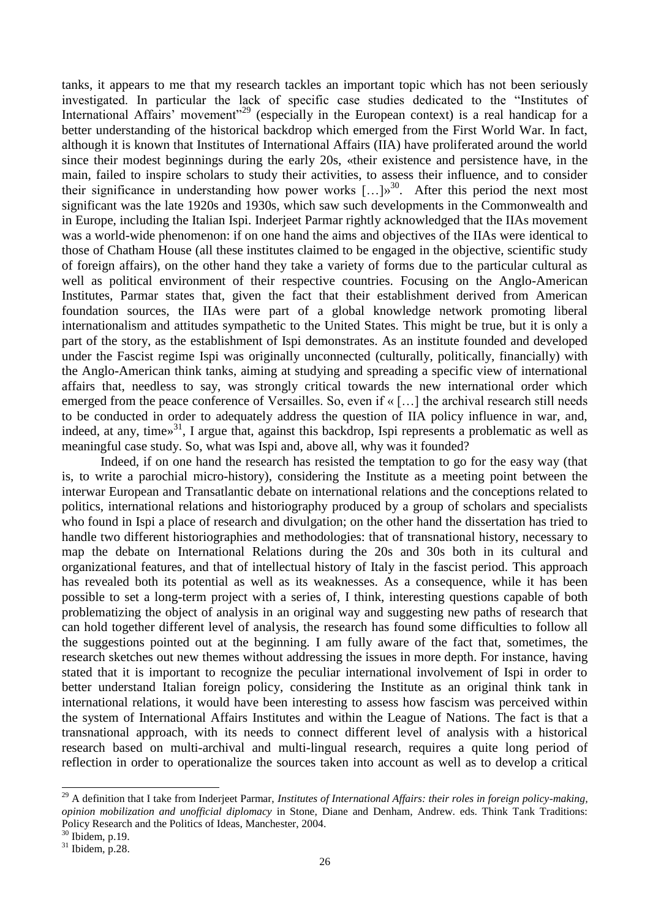tanks, it appears to me that my research tackles an important topic which has not been seriously investigated. In particular the lack of specific case studies dedicated to the "Institutes of International Affairs' movement"[29] (especially in the European context) is a real handicap for a better understanding of the historical backdrop which emerged from the First World War. In fact, although it is known that Institutes of International Affairs (IIA) have proliferated around the world since their modest beginnings during the early 20s, «their existence and persistence have, in the main, failed to inspire scholars to study their activities, to assess their influence, and to consider their significance in understanding how power works […]»[30]. After this period the next most significant was the late 1920s and 1930s, which saw such developments in the Commonwealth and in Europe, including the Italian Ispi. Inderjeet Parmar rightly acknowledged that the IIAs movement was a world-wide phenomenon: if on one hand the aims and objectives of the IIAs were identical to those of Chatham House (all these institutes claimed to be engaged in the objective, scientific study of foreign affairs), on the other hand they take a variety of forms due to the particular cultural as well as political environment of their respective countries. Focusing on the Anglo-American Institutes, Parmar states that, given the fact that their establishment derived from American foundation sources, the IIAs were part of a global knowledge network promoting liberal internationalism and attitudes sympathetic to the United States. This might be true, but it is only a part of the story, as the establishment of Ispi demonstrates. As an institute founded and developed under the Fascist regime Ispi was originally unconnected (culturally, politically, financially) with the Anglo-American think tanks, aiming at studying and spreading a specific view of international affairs that, needless to say, was strongly critical towards the new international order which emerged from the peace conference of Versailles. So, even if « […] the archival research still needs to be conducted in order to adequately address the question of IIA policy influence in war, and, indeed, at any, time»[31], I argue that, against this backdrop, Ispi represents a problematic as well as meaningful case study. So, what was Ispi and, above all, why was it founded?

Indeed, if on one hand the research has resisted the temptation to go for the easy way (that is, to write a parochial micro-history), considering the Institute as a meeting point between the interwar European and Transatlantic debate on international relations and the conceptions related to politics, international relations and historiography produced by a group of scholars and specialists who found in Ispi a place of research and divulgation; on the other hand the dissertation has tried to handle two different historiographies and methodologies: that of transnational history, necessary to map the debate on International Relations during the 20s and 30s both in its cultural and organizational features, and that of intellectual history of Italy in the fascist period. This approach has revealed both its potential as well as its weaknesses. As a consequence, while it has been possible to set a long-term project with a series of, I think, interesting questions capable of both problematizing the object of analysis in an original way and suggesting new paths of research that can hold together different level of analysis, the research has found some difficulties to follow all the suggestions pointed out at the beginning. I am fully aware of the fact that, sometimes, the research sketches out new themes without addressing the issues in more depth. For instance, having stated that it is important to recognize the peculiar international involvement of Ispi in order to better understand Italian foreign policy, considering the Institute as an original think tank in international relations, it would have been interesting to assess how fascism was perceived within the system of International Affairs Institutes and within the League of Nations. The fact is that a transnational approach, with its needs to connect different level of analysis with a historical research based on multi-archival and multi-lingual research, requires a quite long period of reflection in order to operationalize the sources taken into account as well as to develop a critical

---

[29] A definition that I take from Inderjeet Parmar, *Institutes of International Affairs: their roles in foreign policy-making, opinion mobilization and unofficial diplomacy* in Stone, Diane and Denham, Andrew. eds. Think Tank Traditions: Policy Research and the Politics of Ideas, Manchester, 2004.

[30] Ibidem, p.19.

[31] Ibidem, p.28.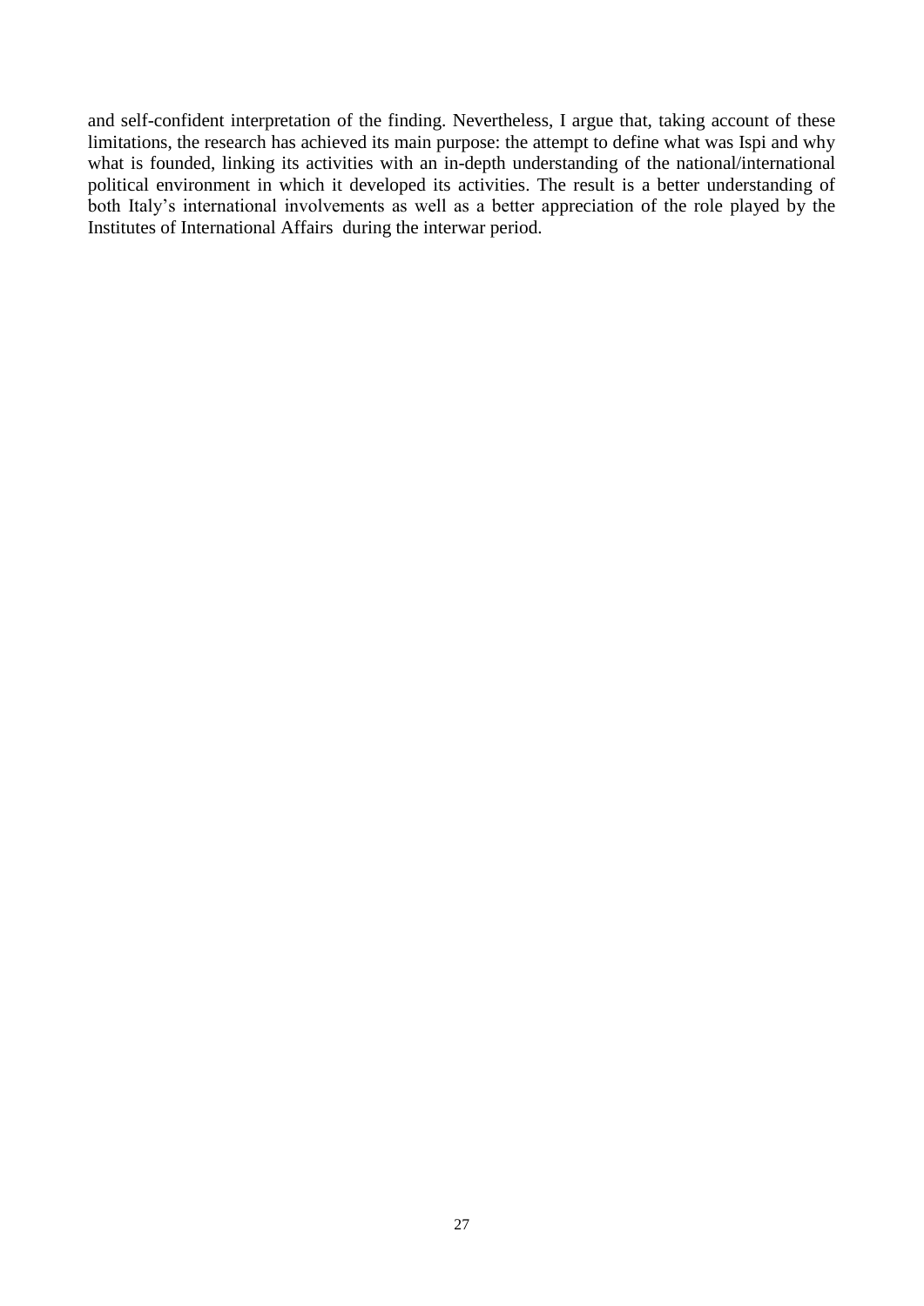and self-confident interpretation of the finding. Nevertheless, I argue that, taking account of these limitations, the research has achieved its main purpose: the attempt to define what was Ispi and why what is founded, linking its activities with an in-depth understanding of the national/international political environment in which it developed its activities. The result is a better understanding of both Italy's international involvements as well as a better appreciation of the role played by the Institutes of International Affairs during the interwar period.